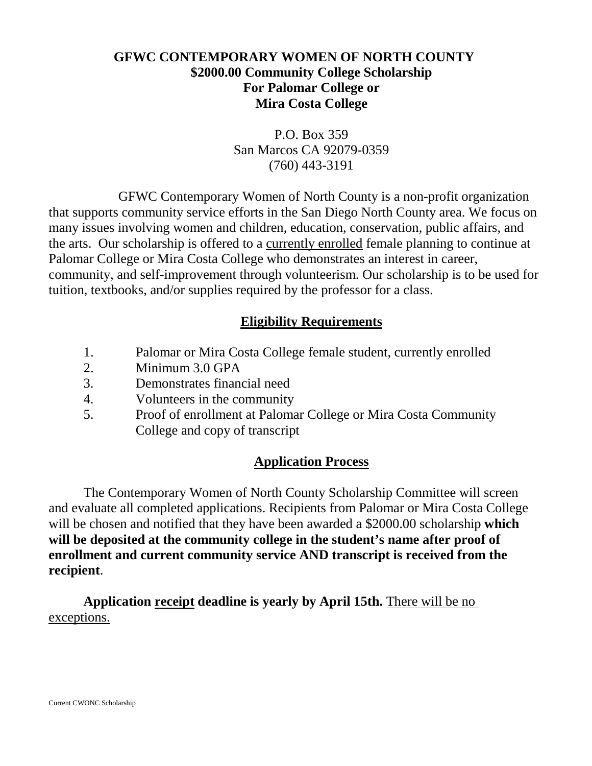# GFWC CONTEMPORARY WOMEN OF NORTH COUNTY
## $2000.00 Community College Scholarship
## For Palomar College or
## Mira Costa College

P.O. Box 359
San Marcos CA 92079-0359
(760) 443-3191

GFWC Contemporary Women of North County is a non-profit organization that supports community service efforts in the San Diego North County area. We focus on many issues involving women and children, education, conservation, public affairs, and the arts. Our scholarship is offered to a <u>currently enrolled</u> female planning to continue at Palomar College or Mira Costa College who demonstrates an interest in career, community, and self-improvement through volunteerism. Our scholarship is to be used for tuition, textbooks, and/or supplies required by the professor for a class.

## Eligibility Requirements

1. Palomar or Mira Costa College female student, currently enrolled
2. Minimum 3.0 GPA
3. Demonstrates financial need
4. Volunteers in the community
5. Proof of enrollment at Palomar College or Mira Costa Community College and copy of transcript

## Application Process

The Contemporary Women of North County Scholarship Committee will screen and evaluate all completed applications. Recipients from Palomar or Mira Costa College will be chosen and notified that they have been awarded a $2000.00 scholarship **which will be deposited at the community college in the student's name after proof of enrollment and current community service AND transcript is received from the recipient**.

**Application <u>receipt</u> deadline is yearly by April 15th.** <u>There will be no exceptions.</u>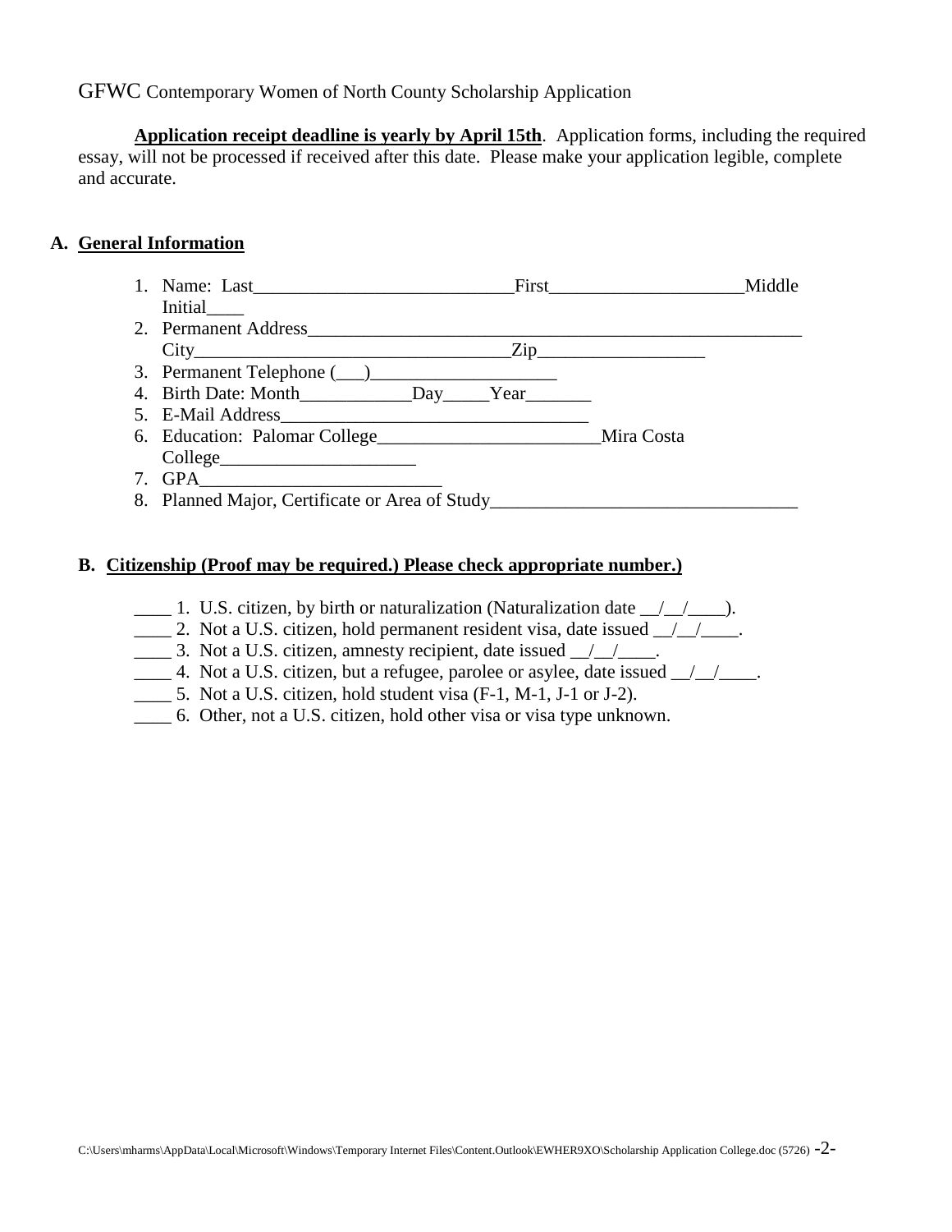GFWC Contemporary Women of North County Scholarship Application

**Application receipt deadline is yearly by April 15th**. Application forms, including the required essay, will not be processed if received after this date. Please make your application legible, complete and accurate.

## A. General Information

1. Name: Last\_\_\_\_\_\_\_\_\_\_\_\_\_\_\_\_\_\_\_\_\_\_\_\_\_\_\_\_First\_\_\_\_\_\_\_\_\_\_\_\_\_\_\_\_\_\_\_\_\_Middle Initial\_\_\_\_
2. Permanent Address\_\_\_\_\_\_\_\_\_\_\_\_\_\_\_\_\_\_\_\_\_\_\_\_\_\_\_\_\_\_\_\_\_\_\_\_\_\_\_\_\_\_\_\_\_\_\_\_\_\_\_\_\_\_
   City\_\_\_\_\_\_\_\_\_\_\_\_\_\_\_\_\_\_\_\_\_\_\_\_\_\_\_\_\_\_\_\_\_\_\_\_Zip\_\_\_\_\_\_\_\_\_\_\_\_\_\_\_\_\_\_
3. Permanent Telephone (\_\_\_)\_\_\_\_\_\_\_\_\_\_\_\_\_\_\_\_\_\_\_\_
4. Birth Date: Month\_\_\_\_\_\_\_\_\_\_\_\_Day\_\_\_\_\_Year\_\_\_\_\_\_\_
5. E-Mail Address\_\_\_\_\_\_\_\_\_\_\_\_\_\_\_\_\_\_\_\_\_\_\_\_\_\_\_\_\_\_\_\_\_\_
6. Education: Palomar College\_\_\_\_\_\_\_\_\_\_\_\_\_\_\_\_\_\_\_\_\_\_\_\_Mira Costa College\_\_\_\_\_\_\_\_\_\_\_\_\_\_\_\_\_\_\_\_\_
7. GPA\_\_\_\_\_\_\_\_\_\_\_\_\_\_\_\_\_\_\_\_\_\_\_\_\_\_
8. Planned Major, Certificate or Area of Study\_\_\_\_\_\_\_\_\_\_\_\_\_\_\_\_\_\_\_\_\_\_\_\_\_\_\_\_\_\_\_\_\_

## B. Citizenship (Proof may be required.) Please check appropriate number.)

\_\_\_\_ 1. U.S. citizen, by birth or naturalization (Naturalization date \_\_/\_\_/\_\_\_\_).
\_\_\_\_ 2. Not a U.S. citizen, hold permanent resident visa, date issued \_\_/\_\_/\_\_\_\_.
\_\_\_\_ 3. Not a U.S. citizen, amnesty recipient, date issued \_\_/\_\_/\_\_\_\_.
\_\_\_\_ 4. Not a U.S. citizen, but a refugee, parolee or asylee, date issued \_\_/\_\_/\_\_\_\_.
\_\_\_\_ 5. Not a U.S. citizen, hold student visa (F-1, M-1, J-1 or J-2).
\_\_\_\_ 6. Other, not a U.S. citizen, hold other visa or visa type unknown.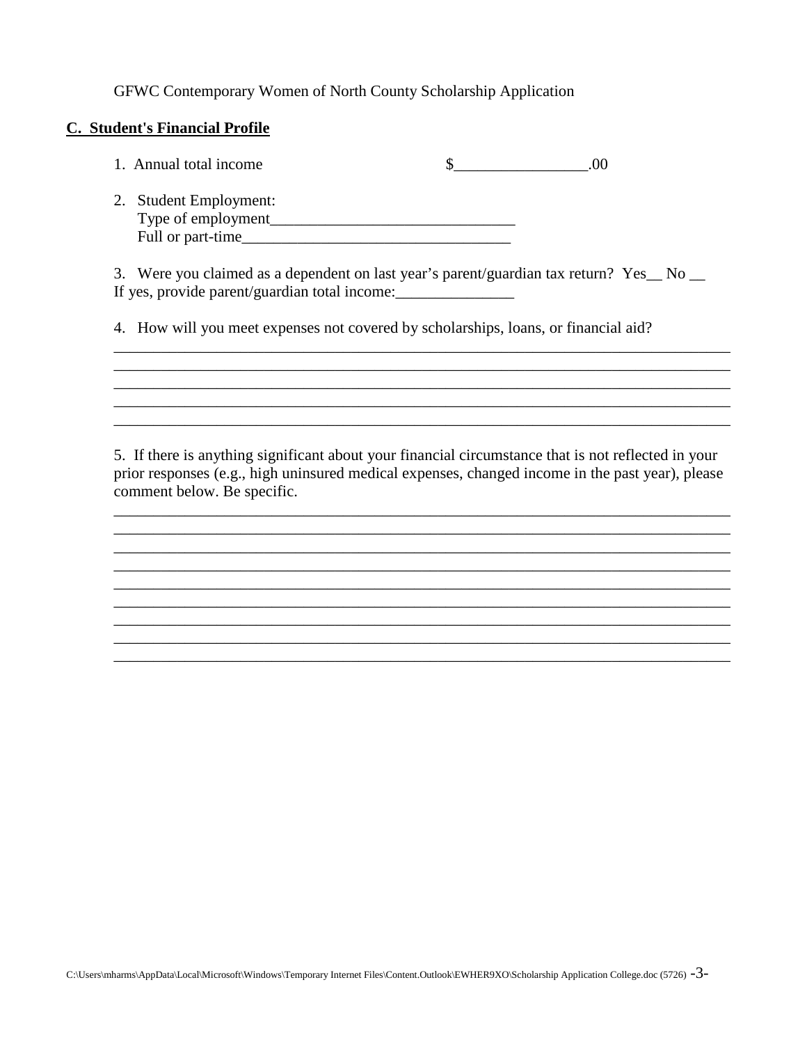GFWC Contemporary Women of North County Scholarship Application

**C. Student's Financial Profile**

1. Annual total income $_________________.00

2. Student Employment:
   Type of employment_______________________________
   Full or part-time__________________________________

3. Were you claimed as a dependent on last year's parent/guardian tax return? Yes__ No __
If yes, provide parent/guardian total income:_______________

4. How will you meet expenses not covered by scholarships, loans, or financial aid?

________________________________________________________________________________
________________________________________________________________________________
________________________________________________________________________________
________________________________________________________________________________
________________________________________________________________________________

5. If there is anything significant about your financial circumstance that is not reflected in your prior responses (e.g., high uninsured medical expenses, changed income in the past year), please comment below. Be specific.

________________________________________________________________________________
________________________________________________________________________________
________________________________________________________________________________
________________________________________________________________________________
________________________________________________________________________________
________________________________________________________________________________
________________________________________________________________________________
________________________________________________________________________________
________________________________________________________________________________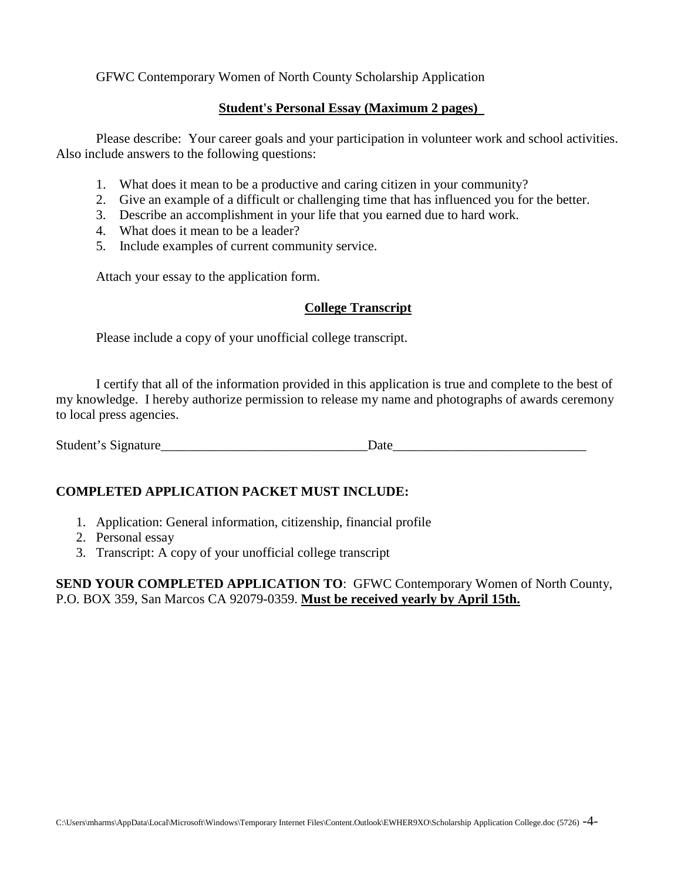GFWC Contemporary Women of North County Scholarship Application

## Student's Personal Essay (Maximum 2 pages)

Please describe: Your career goals and your participation in volunteer work and school activities. Also include answers to the following questions:

1. What does it mean to be a productive and caring citizen in your community?
2. Give an example of a difficult or challenging time that has influenced you for the better.
3. Describe an accomplishment in your life that you earned due to hard work.
4. What does it mean to be a leader?
5. Include examples of current community service.

Attach your essay to the application form.

## College Transcript

Please include a copy of your unofficial college transcript.

I certify that all of the information provided in this application is true and complete to the best of my knowledge. I hereby authorize permission to release my name and photographs of awards ceremony to local press agencies.

Student's Signature_______________________________Date_____________________________

**COMPLETED APPLICATION PACKET MUST INCLUDE:**

1. Application: General information, citizenship, financial profile
2. Personal essay
3. Transcript: A copy of your unofficial college transcript

**SEND YOUR COMPLETED APPLICATION TO**: GFWC Contemporary Women of North County, P.O. BOX 359, San Marcos CA 92079-0359. **Must be received yearly by April 15th.**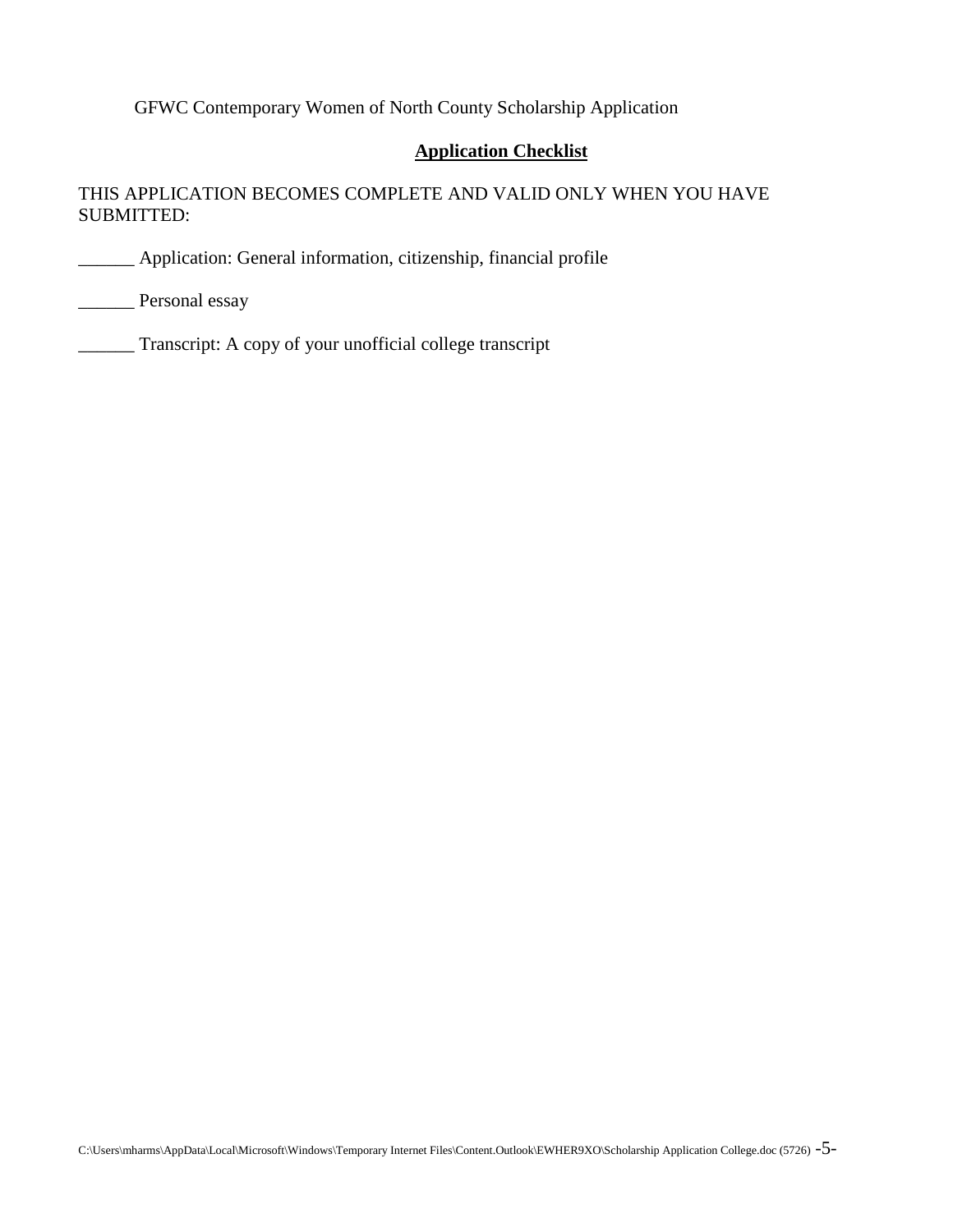GFWC Contemporary Women of North County Scholarship Application

## Application Checklist

THIS APPLICATION BECOMES COMPLETE AND VALID ONLY WHEN YOU HAVE SUBMITTED:

______ Application: General information, citizenship, financial profile

______ Personal essay

______ Transcript: A copy of your unofficial college transcript